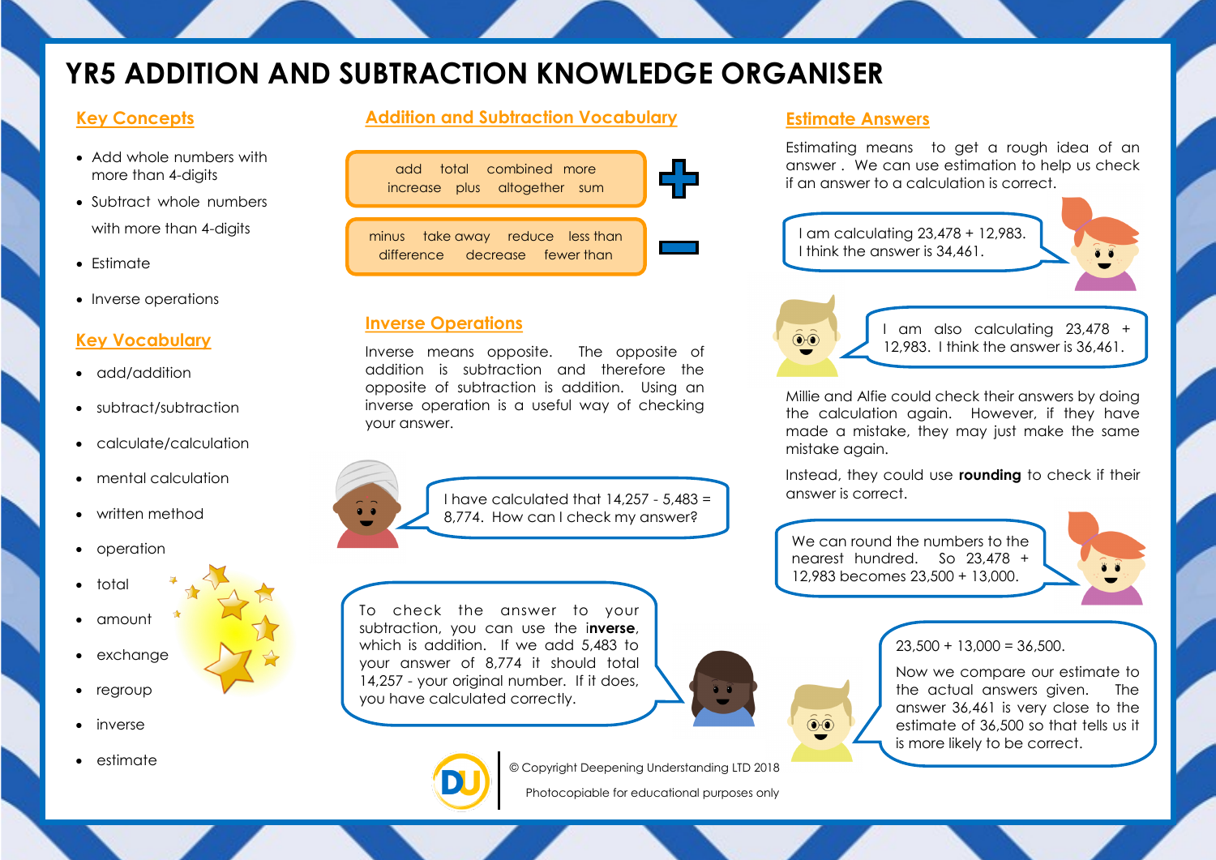# YR5 ADDITION AND SUBTRACTION KNOWLEDGE ORGANISER

## Key Concepts

- Add whole numbers with more than 4-digits
- Subtract whole numbers with more than 4-digits
- Estimate
- Inverse operations

## Key Vocabulary

- add/addition
- subtract/subtraction
- calculate/calculation
- mental calculation
- written method
- operation
- total
- amount
- exchange
- regroup
- inverse
- estimate

## Addition and Subtraction Vocabulary

**+** add total combined more increase plus altogether sum

**−** minus take away reduce less than difference decrease fewer than

## Inverse Operations

Inverse means opposite. The opposite of addition is subtraction and therefore the opposite of subtraction is addition. Using an inverse operation is a useful way of checking your answer.

I have calculated that 14,257 - 5,483 = 8,774. How can I check my answer?

To check the answer to your subtraction, you can use the **inverse**, which is addition. If we add 5,483 to your answer of 8,774 it should total 14,257 - your original number. If it does, you have calculated correctly.

## Estimate Answers

Estimating means to get a rough idea of an answer . We can use estimation to help us check if an answer to a calculation is correct.

I am calculating 23,478 + 12,983. I think the answer is 34,461.

I am also calculating 23,478 + 12,983. I think the answer is 36,461.

Millie and Alfie could check their answers by doing the calculation again. However, if they have made a mistake, they may just make the same mistake again.

Instead, they could use **rounding** to check if their answer is correct.

We can round the numbers to the nearest hundred. So 23,478 + 12,983 becomes 23,500 + 13,000.

23,500 + 13,000 = 36,500.

Now we compare our estimate to the actual answers given. The answer 36,461 is very close to the estimate of 36,500 so that tells us it is more likely to be correct.

© Copyright Deepening Understanding LTD 2018

Photocopiable for educational purposes only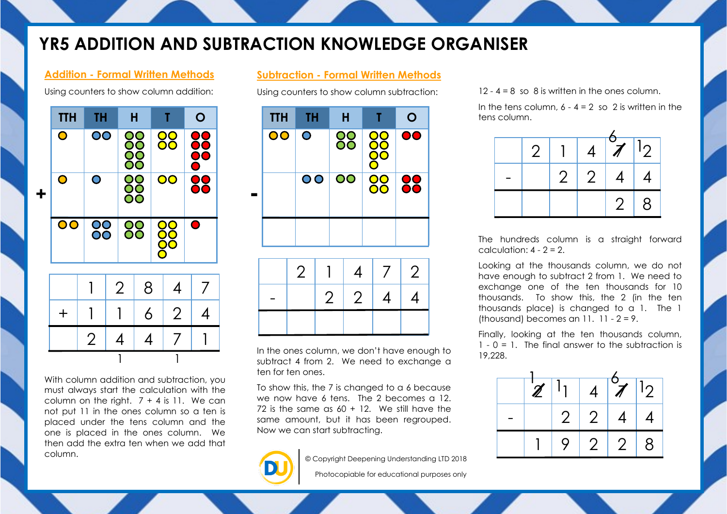# YR5 ADDITION AND SUBTRACTION KNOWLEDGE ORGANISER

## Addition - Formal Written Methods

Using counters to show column addition:

| | TTH | TH | H | T | O |
|---|---|---|---|---|---|
| | 1 | 2 | 8 | 4 | 7 |
| + | 1 | 1 | 6 | 2 | 4 |
| | 2 | 4 | 4 | 7 | 1 |

| | | | | | |
|---|---|---|---|---|---|
| | 1 | 2 | 8 | 4 | 7 |
| + | 1 | 1 | 6 | 2 | 4 |
| | 2 | 4 | 4 | 7 | 1 |
| | | 1 | | 1 | |

With column addition and subtraction, you must always start the calculation with the column on the right. 7 + 4 is 11. We can not put 11 in the ones column so a ten is placed under the tens column and the one is placed in the ones column. We then add the extra ten when we add that column.

## Subtraction - Formal Written Methods

Using counters to show column subtraction:

| | TTH | TH | H | T | O |
|---|---|---|---|---|---|
| | 2 | 1 | 4 | 7 | 2 |
| - | | 2 | 2 | 4 | 4 |
| | | | | | |

| | | | | | |
|---|---|---|---|---|---|
| | 2 | 1 | 4 | 7 | 2 |
| - | | 2 | 2 | 4 | 4 |
| | | | | | |

In the ones column, we don't have enough to subtract 4 from 2. We need to exchange a ten for ten ones.

To show this, the 7 is changed to a 6 because we now have 6 tens. The 2 becomes a 12. 72 is the same as 60 + 12. We still have the same amount, but it has been regrouped. Now we can start subtracting.

12 - 4 = 8 so 8 is written in the ones column.

In the tens column, 6 - 4 = 2 so 2 is written in the tens column.

| | | | | | |
|---|---|---|---|---|---|
| | 2 | 1 | 4 | ~~7~~ 6 | 12 |
| - | | 2 | 2 | 4 | 4 |
| | | | | 2 | 8 |

The hundreds column is a straight forward calculation: 4 - 2 = 2.

Looking at the thousands column, we do not have enough to subtract 2 from 1. We need to exchange one of the ten thousands for 10 thousands. To show this, the 2 (in the ten thousands place) is changed to a 1. The 1 (thousand) becomes an 11. 11 - 2 = 9.

Finally, looking at the ten thousands column, 1 - 0 = 1. The final answer to the subtraction is 19,228.

| | | | | | |
|---|---|---|---|---|---|
| | ~~2~~ 1 | 11 | 4 | ~~7~~ 6 | 12 |
| - | | 2 | 2 | 4 | 4 |
| | 1 | 9 | 2 | 2 | 8 |

© Copyright Deepening Understanding LTD 2018

Photocopiable for educational purposes only